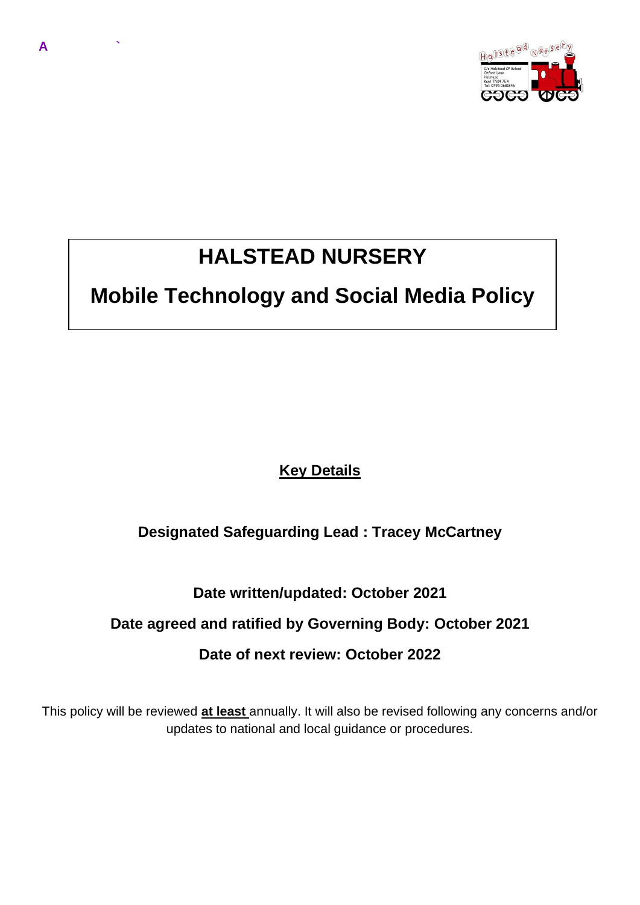A `

# HALSTEAD NURSERY

# Mobile Technology and Social Media Policy

## Key Details

**Designated Safeguarding Lead : Tracey McCartney**

**Date written/updated: October 2021**

**Date agreed and ratified by Governing Body: October 2021**

**Date of next review: October 2022**

This policy will be reviewed **at least** annually. It will also be revised following any concerns and/or updates to national and local guidance or procedures.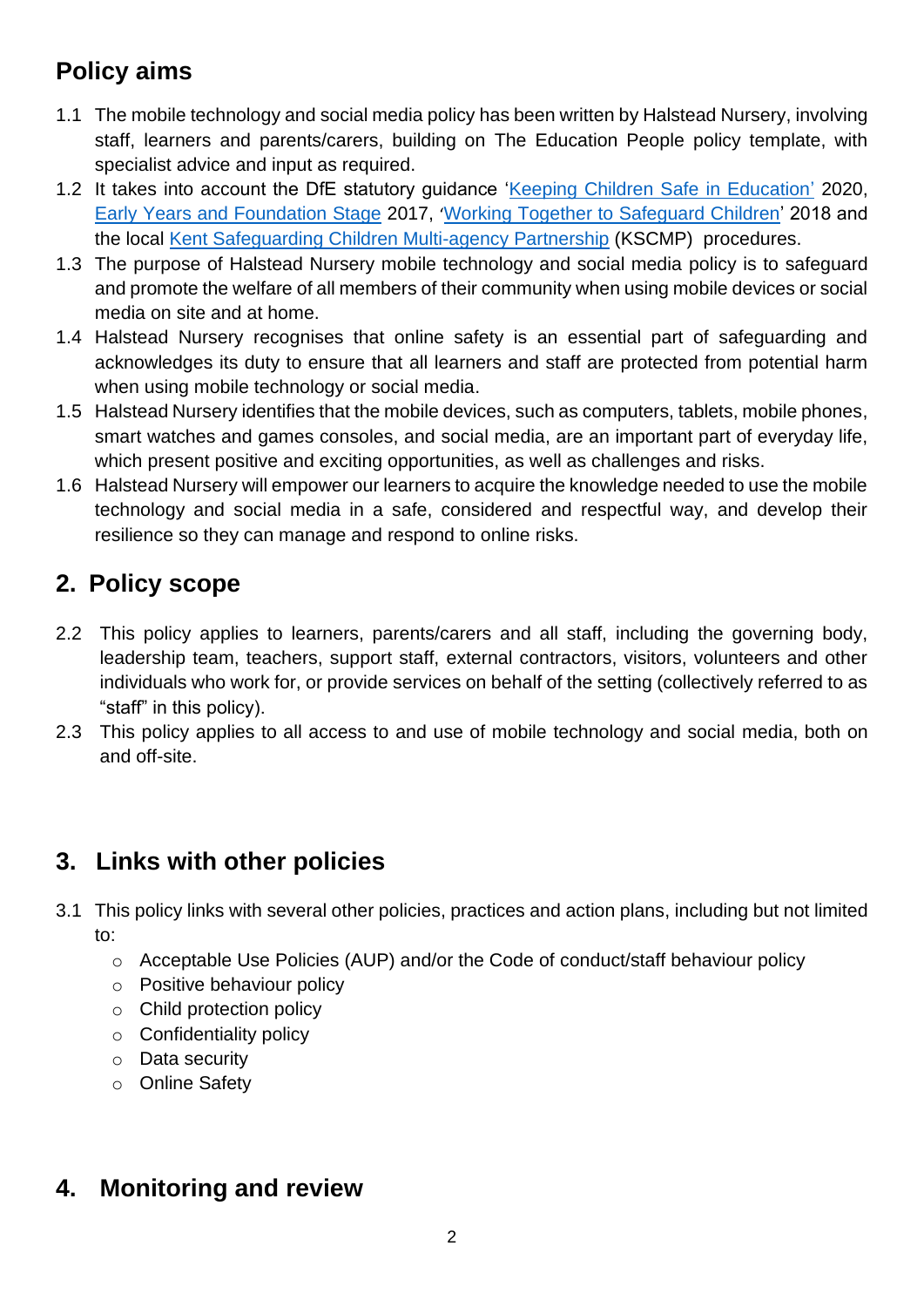## Policy aims

1.1 The mobile technology and social media policy has been written by Halstead Nursery, involving staff, learners and parents/carers, building on The Education People policy template, with specialist advice and input as required.

1.2 It takes into account the DfE statutory guidance '[Keeping Children Safe in Education'](#) 2020, [Early Years and Foundation Stage](#) 2017, '[Working Together to Safeguard Children](#)' 2018 and the local [Kent Safeguarding Children Multi-agency Partnership](#) (KSCMP) procedures.

1.3 The purpose of Halstead Nursery mobile technology and social media policy is to safeguard and promote the welfare of all members of their community when using mobile devices or social media on site and at home.

1.4 Halstead Nursery recognises that online safety is an essential part of safeguarding and acknowledges its duty to ensure that all learners and staff are protected from potential harm when using mobile technology or social media.

1.5 Halstead Nursery identifies that the mobile devices, such as computers, tablets, mobile phones, smart watches and games consoles, and social media, are an important part of everyday life, which present positive and exciting opportunities, as well as challenges and risks.

1.6 Halstead Nursery will empower our learners to acquire the knowledge needed to use the mobile technology and social media in a safe, considered and respectful way, and develop their resilience so they can manage and respond to online risks.

## 2. Policy scope

2.2 This policy applies to learners, parents/carers and all staff, including the governing body, leadership team, teachers, support staff, external contractors, visitors, volunteers and other individuals who work for, or provide services on behalf of the setting (collectively referred to as "staff" in this policy).

2.3 This policy applies to all access to and use of mobile technology and social media, both on and off-site.

## 3. Links with other policies

3.1 This policy links with several other policies, practices and action plans, including but not limited to:

- Acceptable Use Policies (AUP) and/or the Code of conduct/staff behaviour policy
- Positive behaviour policy
- Child protection policy
- Confidentiality policy
- Data security
- Online Safety

## 4. Monitoring and review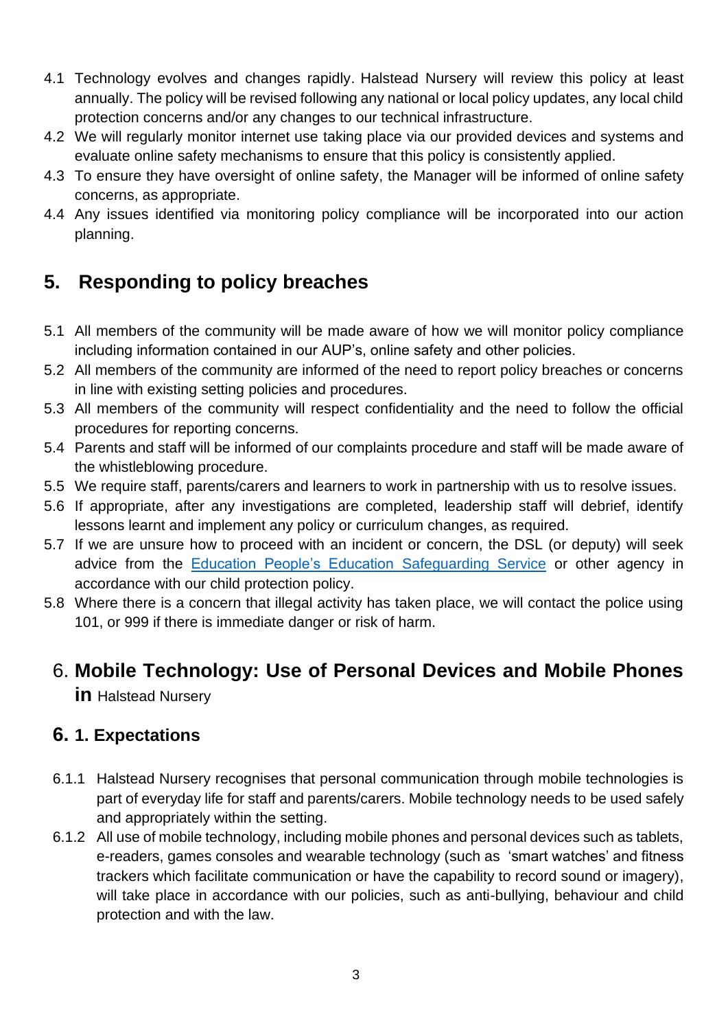4.1 Technology evolves and changes rapidly. Halstead Nursery will review this policy at least annually. The policy will be revised following any national or local policy updates, any local child protection concerns and/or any changes to our technical infrastructure.

4.2 We will regularly monitor internet use taking place via our provided devices and systems and evaluate online safety mechanisms to ensure that this policy is consistently applied.

4.3 To ensure they have oversight of online safety, the Manager will be informed of online safety concerns, as appropriate.

4.4 Any issues identified via monitoring policy compliance will be incorporated into our action planning.

## 5. Responding to policy breaches

5.1 All members of the community will be made aware of how we will monitor policy compliance including information contained in our AUP's, online safety and other policies.

5.2 All members of the community are informed of the need to report policy breaches or concerns in line with existing setting policies and procedures.

5.3 All members of the community will respect confidentiality and the need to follow the official procedures for reporting concerns.

5.4 Parents and staff will be informed of our complaints procedure and staff will be made aware of the whistleblowing procedure.

5.5 We require staff, parents/carers and learners to work in partnership with us to resolve issues.

5.6 If appropriate, after any investigations are completed, leadership staff will debrief, identify lessons learnt and implement any policy or curriculum changes, as required.

5.7 If we are unsure how to proceed with an incident or concern, the DSL (or deputy) will seek advice from the Education People's Education Safeguarding Service or other agency in accordance with our child protection policy.

5.8 Where there is a concern that illegal activity has taken place, we will contact the police using 101, or 999 if there is immediate danger or risk of harm.

## 6. Mobile Technology: Use of Personal Devices and Mobile Phones in Halstead Nursery

### 6.1. Expectations

6.1.1 Halstead Nursery recognises that personal communication through mobile technologies is part of everyday life for staff and parents/carers. Mobile technology needs to be used safely and appropriately within the setting.

6.1.2 All use of mobile technology, including mobile phones and personal devices such as tablets, e-readers, games consoles and wearable technology (such as 'smart watches' and fitness trackers which facilitate communication or have the capability to record sound or imagery), will take place in accordance with our policies, such as anti-bullying, behaviour and child protection and with the law.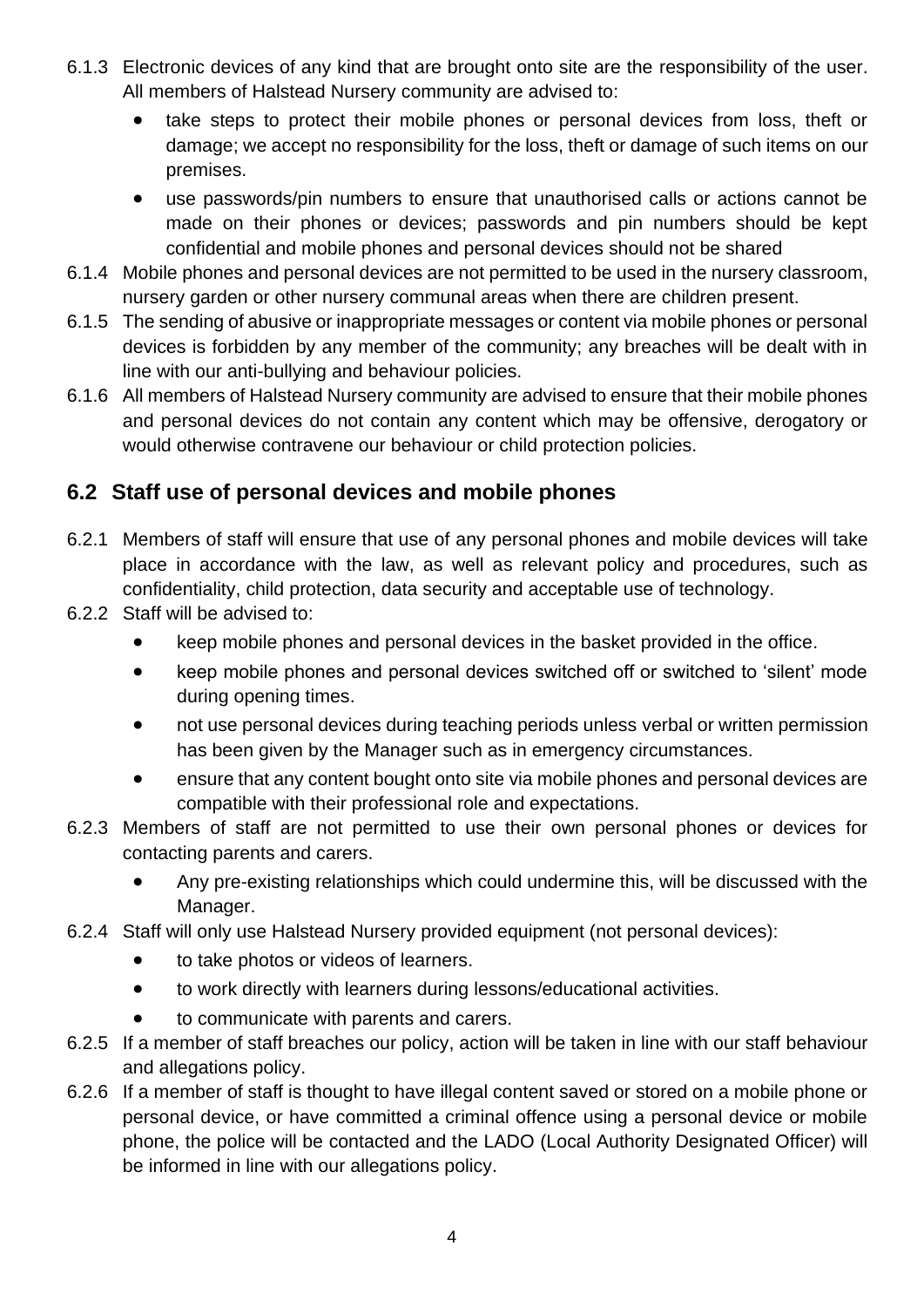6.1.3 Electronic devices of any kind that are brought onto site are the responsibility of the user. All members of Halstead Nursery community are advised to:

- take steps to protect their mobile phones or personal devices from loss, theft or damage; we accept no responsibility for the loss, theft or damage of such items on our premises.
- use passwords/pin numbers to ensure that unauthorised calls or actions cannot be made on their phones or devices; passwords and pin numbers should be kept confidential and mobile phones and personal devices should not be shared

6.1.4 Mobile phones and personal devices are not permitted to be used in the nursery classroom, nursery garden or other nursery communal areas when there are children present.

6.1.5 The sending of abusive or inappropriate messages or content via mobile phones or personal devices is forbidden by any member of the community; any breaches will be dealt with in line with our anti-bullying and behaviour policies.

6.1.6 All members of Halstead Nursery community are advised to ensure that their mobile phones and personal devices do not contain any content which may be offensive, derogatory or would otherwise contravene our behaviour or child protection policies.

## 6.2 Staff use of personal devices and mobile phones

6.2.1 Members of staff will ensure that use of any personal phones and mobile devices will take place in accordance with the law, as well as relevant policy and procedures, such as confidentiality, child protection, data security and acceptable use of technology.

6.2.2 Staff will be advised to:

- keep mobile phones and personal devices in the basket provided in the office.
- keep mobile phones and personal devices switched off or switched to 'silent' mode during opening times.
- not use personal devices during teaching periods unless verbal or written permission has been given by the Manager such as in emergency circumstances.
- ensure that any content bought onto site via mobile phones and personal devices are compatible with their professional role and expectations.

6.2.3 Members of staff are not permitted to use their own personal phones or devices for contacting parents and carers.

- Any pre-existing relationships which could undermine this, will be discussed with the Manager.

6.2.4 Staff will only use Halstead Nursery provided equipment (not personal devices):

- to take photos or videos of learners.
- to work directly with learners during lessons/educational activities.
- to communicate with parents and carers.

6.2.5 If a member of staff breaches our policy, action will be taken in line with our staff behaviour and allegations policy.

6.2.6 If a member of staff is thought to have illegal content saved or stored on a mobile phone or personal device, or have committed a criminal offence using a personal device or mobile phone, the police will be contacted and the LADO (Local Authority Designated Officer) will be informed in line with our allegations policy.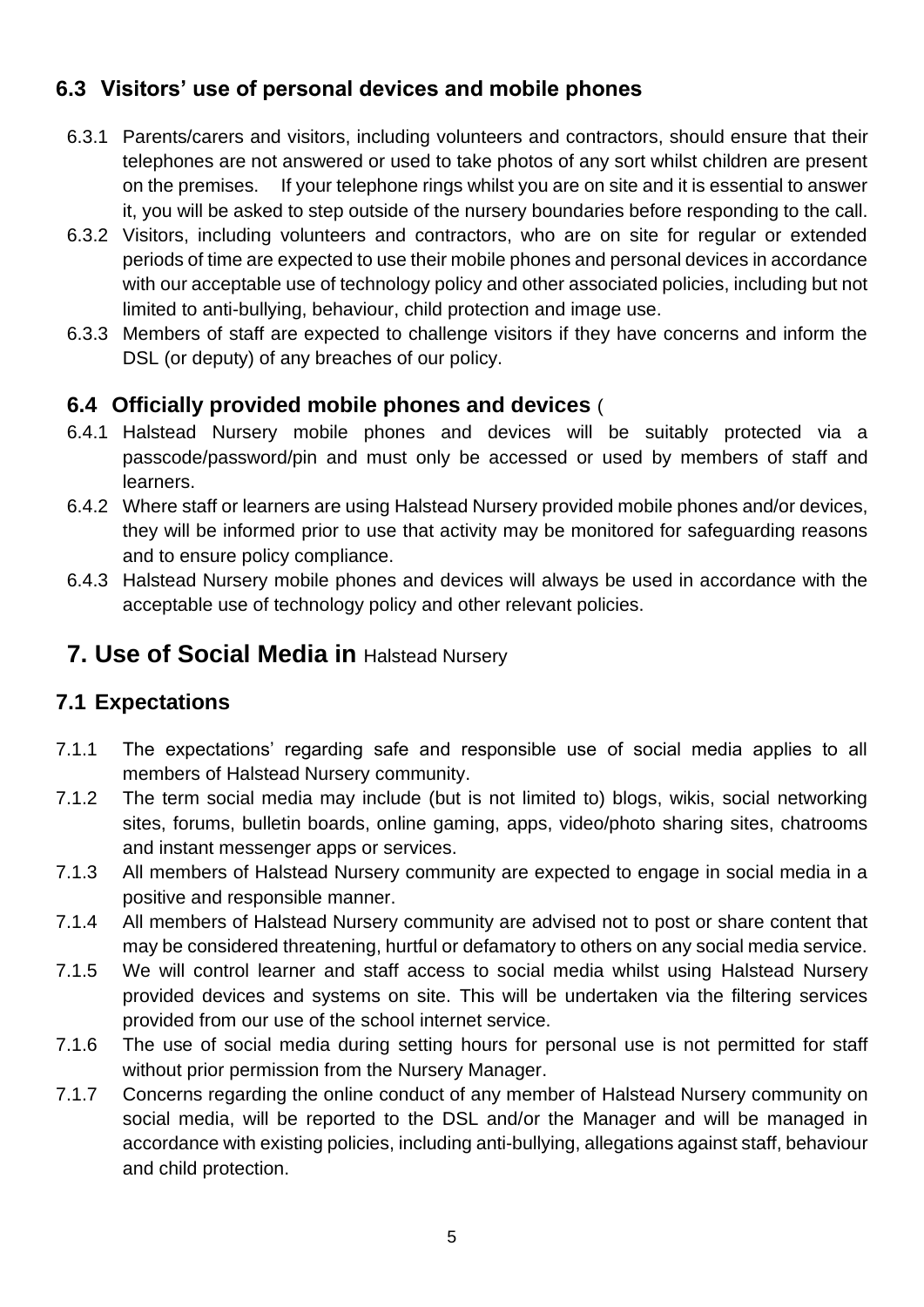### 6.3 Visitors' use of personal devices and mobile phones

6.3.1 Parents/carers and visitors, including volunteers and contractors, should ensure that their telephones are not answered or used to take photos of any sort whilst children are present on the premises. If your telephone rings whilst you are on site and it is essential to answer it, you will be asked to step outside of the nursery boundaries before responding to the call.

6.3.2 Visitors, including volunteers and contractors, who are on site for regular or extended periods of time are expected to use their mobile phones and personal devices in accordance with our acceptable use of technology policy and other associated policies, including but not limited to anti-bullying, behaviour, child protection and image use.

6.3.3 Members of staff are expected to challenge visitors if they have concerns and inform the DSL (or deputy) of any breaches of our policy.

### 6.4 Officially provided mobile phones and devices (

6.4.1 Halstead Nursery mobile phones and devices will be suitably protected via a passcode/password/pin and must only be accessed or used by members of staff and learners.

6.4.2 Where staff or learners are using Halstead Nursery provided mobile phones and/or devices, they will be informed prior to use that activity may be monitored for safeguarding reasons and to ensure policy compliance.

6.4.3 Halstead Nursery mobile phones and devices will always be used in accordance with the acceptable use of technology policy and other relevant policies.

## 7. Use of Social Media in Halstead Nursery

### 7.1 Expectations

7.1.1 The expectations' regarding safe and responsible use of social media applies to all members of Halstead Nursery community.

7.1.2 The term social media may include (but is not limited to) blogs, wikis, social networking sites, forums, bulletin boards, online gaming, apps, video/photo sharing sites, chatrooms and instant messenger apps or services.

7.1.3 All members of Halstead Nursery community are expected to engage in social media in a positive and responsible manner.

7.1.4 All members of Halstead Nursery community are advised not to post or share content that may be considered threatening, hurtful or defamatory to others on any social media service.

7.1.5 We will control learner and staff access to social media whilst using Halstead Nursery provided devices and systems on site. This will be undertaken via the filtering services provided from our use of the school internet service.

7.1.6 The use of social media during setting hours for personal use is not permitted for staff without prior permission from the Nursery Manager.

7.1.7 Concerns regarding the online conduct of any member of Halstead Nursery community on social media, will be reported to the DSL and/or the Manager and will be managed in accordance with existing policies, including anti-bullying, allegations against staff, behaviour and child protection.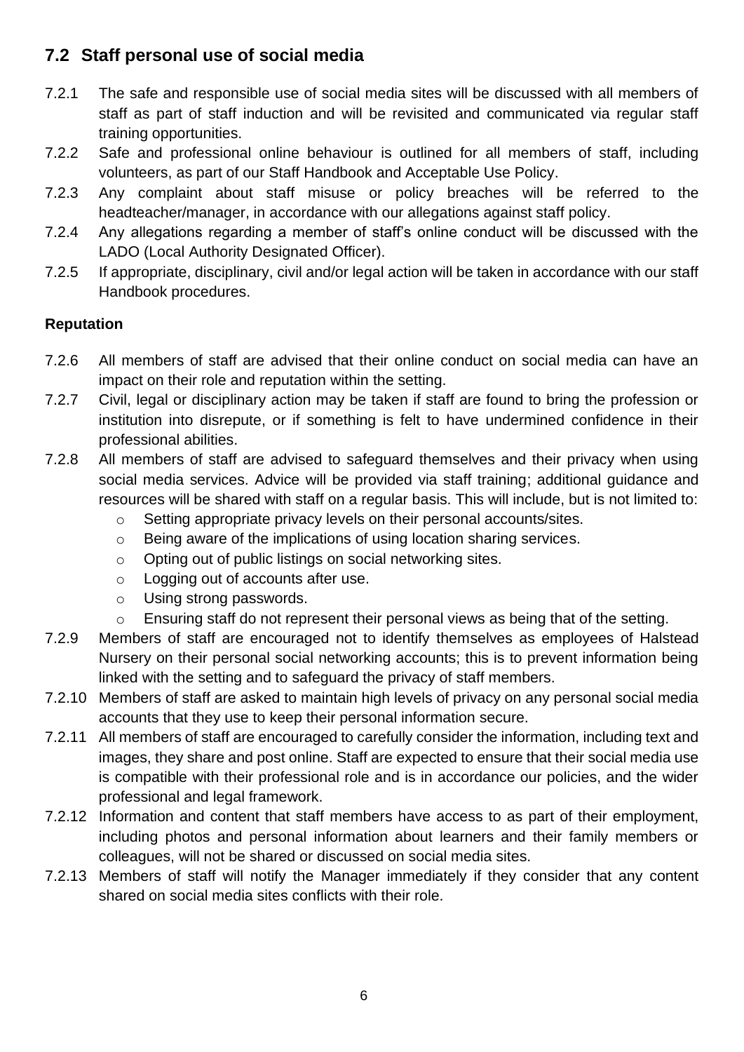## 7.2 Staff personal use of social media

7.2.1 The safe and responsible use of social media sites will be discussed with all members of staff as part of staff induction and will be revisited and communicated via regular staff training opportunities.

7.2.2 Safe and professional online behaviour is outlined for all members of staff, including volunteers, as part of our Staff Handbook and Acceptable Use Policy.

7.2.3 Any complaint about staff misuse or policy breaches will be referred to the headteacher/manager, in accordance with our allegations against staff policy.

7.2.4 Any allegations regarding a member of staff's online conduct will be discussed with the LADO (Local Authority Designated Officer).

7.2.5 If appropriate, disciplinary, civil and/or legal action will be taken in accordance with our staff Handbook procedures.

**Reputation**

7.2.6 All members of staff are advised that their online conduct on social media can have an impact on their role and reputation within the setting.

7.2.7 Civil, legal or disciplinary action may be taken if staff are found to bring the profession or institution into disrepute, or if something is felt to have undermined confidence in their professional abilities.

7.2.8 All members of staff are advised to safeguard themselves and their privacy when using social media services. Advice will be provided via staff training; additional guidance and resources will be shared with staff on a regular basis. This will include, but is not limited to:

- Setting appropriate privacy levels on their personal accounts/sites.
- Being aware of the implications of using location sharing services.
- Opting out of public listings on social networking sites.
- Logging out of accounts after use.
- Using strong passwords.
- Ensuring staff do not represent their personal views as being that of the setting.

7.2.9 Members of staff are encouraged not to identify themselves as employees of Halstead Nursery on their personal social networking accounts; this is to prevent information being linked with the setting and to safeguard the privacy of staff members.

7.2.10 Members of staff are asked to maintain high levels of privacy on any personal social media accounts that they use to keep their personal information secure.

7.2.11 All members of staff are encouraged to carefully consider the information, including text and images, they share and post online. Staff are expected to ensure that their social media use is compatible with their professional role and is in accordance our policies, and the wider professional and legal framework.

7.2.12 Information and content that staff members have access to as part of their employment, including photos and personal information about learners and their family members or colleagues, will not be shared or discussed on social media sites.

7.2.13 Members of staff will notify the Manager immediately if they consider that any content shared on social media sites conflicts with their role.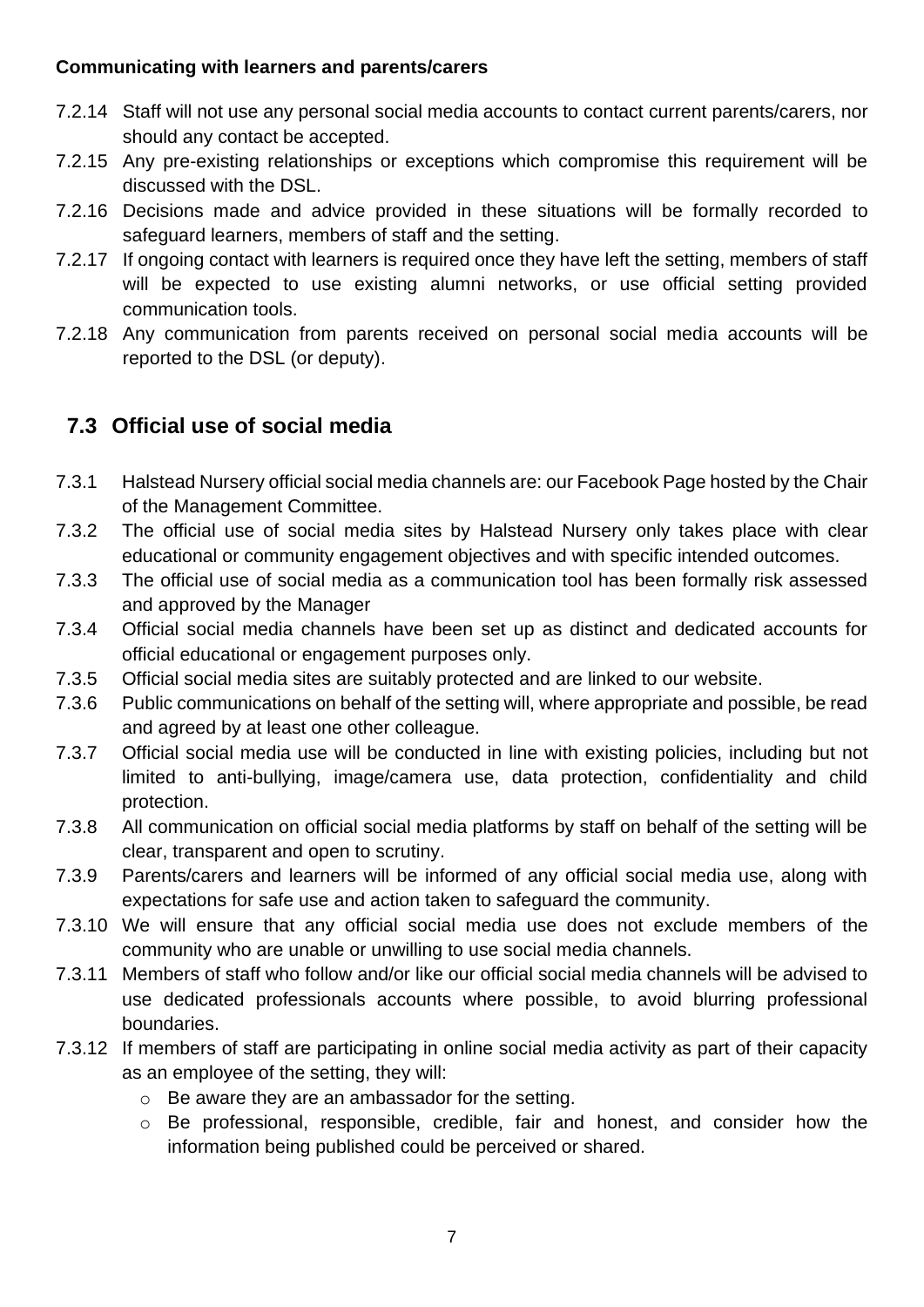**Communicating with learners and parents/carers**

7.2.14 Staff will not use any personal social media accounts to contact current parents/carers, nor should any contact be accepted.

7.2.15 Any pre-existing relationships or exceptions which compromise this requirement will be discussed with the DSL.

7.2.16 Decisions made and advice provided in these situations will be formally recorded to safeguard learners, members of staff and the setting.

7.2.17 If ongoing contact with learners is required once they have left the setting, members of staff will be expected to use existing alumni networks, or use official setting provided communication tools.

7.2.18 Any communication from parents received on personal social media accounts will be reported to the DSL (or deputy).

## 7.3 Official use of social media

7.3.1 Halstead Nursery official social media channels are: our Facebook Page hosted by the Chair of the Management Committee.

7.3.2 The official use of social media sites by Halstead Nursery only takes place with clear educational or community engagement objectives and with specific intended outcomes.

7.3.3 The official use of social media as a communication tool has been formally risk assessed and approved by the Manager

7.3.4 Official social media channels have been set up as distinct and dedicated accounts for official educational or engagement purposes only.

7.3.5 Official social media sites are suitably protected and are linked to our website.

7.3.6 Public communications on behalf of the setting will, where appropriate and possible, be read and agreed by at least one other colleague.

7.3.7 Official social media use will be conducted in line with existing policies, including but not limited to anti-bullying, image/camera use, data protection, confidentiality and child protection.

7.3.8 All communication on official social media platforms by staff on behalf of the setting will be clear, transparent and open to scrutiny.

7.3.9 Parents/carers and learners will be informed of any official social media use, along with expectations for safe use and action taken to safeguard the community.

7.3.10 We will ensure that any official social media use does not exclude members of the community who are unable or unwilling to use social media channels.

7.3.11 Members of staff who follow and/or like our official social media channels will be advised to use dedicated professionals accounts where possible, to avoid blurring professional boundaries.

7.3.12 If members of staff are participating in online social media activity as part of their capacity as an employee of the setting, they will:

- Be aware they are an ambassador for the setting.
- Be professional, responsible, credible, fair and honest, and consider how the information being published could be perceived or shared.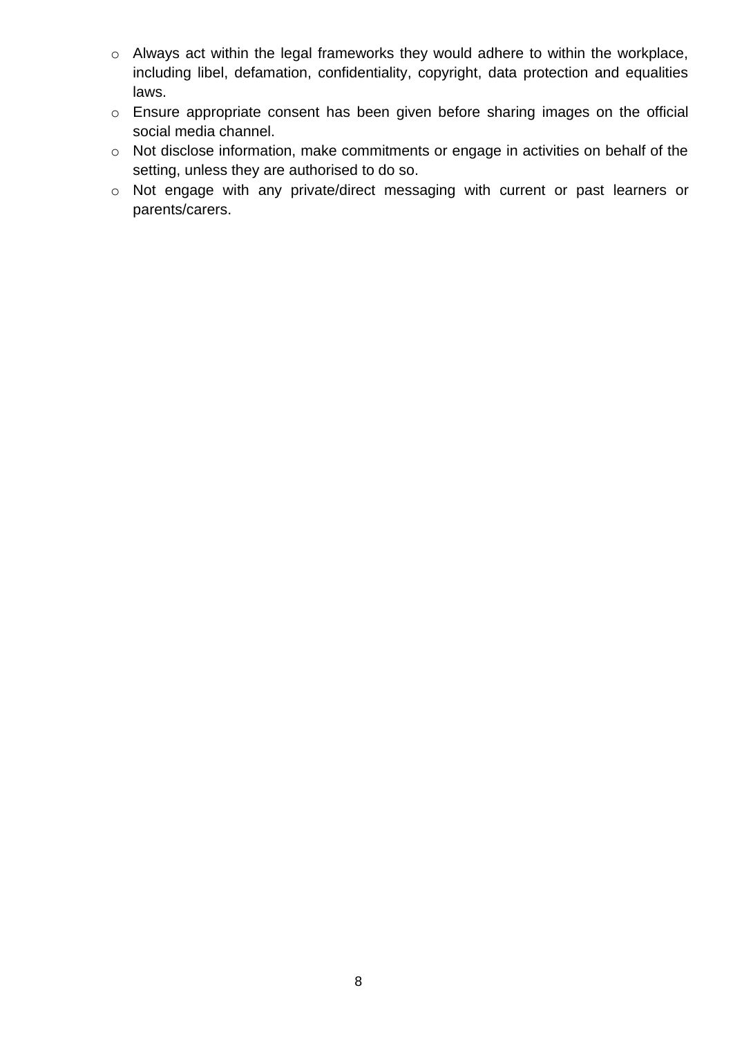- Always act within the legal frameworks they would adhere to within the workplace, including libel, defamation, confidentiality, copyright, data protection and equalities laws.
- Ensure appropriate consent has been given before sharing images on the official social media channel.
- Not disclose information, make commitments or engage in activities on behalf of the setting, unless they are authorised to do so.
- Not engage with any private/direct messaging with current or past learners or parents/carers.